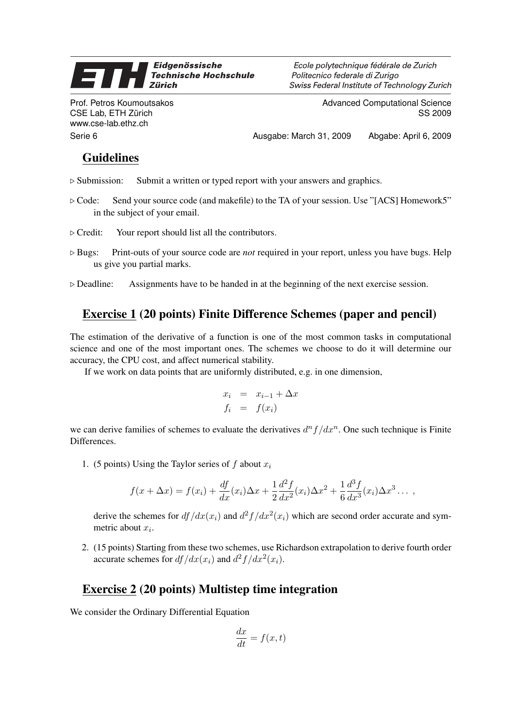**Eidgenössische Technische Hochschule Zürich** — Ecole polytechnique fédérale de Zurich — Politecnico federale di Zurigo — Swiss Federal Institute of Technology Zurich

Prof. Petros Koumoutsakos
CSE Lab, ETH Zürich
www.cse-lab.ethz.ch

Advanced Computational Science
SS 2009

Serie 6 — Ausgabe: March 31, 2009 — Abgabe: April 6, 2009

## Guidelines

▷ Submission: Submit a written or typed report with your answers and graphics.

▷ Code: Send your source code (and makefile) to the TA of your session. Use "[ACS] Homework5" in the subject of your email.

▷ Credit: Your report should list all the contributors.

▷ Bugs: Print-outs of your source code are *not* required in your report, unless you have bugs. Help us give you partial marks.

▷ Deadline: Assignments have to be handed in at the beginning of the next exercise session.

## Exercise 1 (20 points) Finite Difference Schemes (paper and pencil)

The estimation of the derivative of a function is one of the most common tasks in computational science and one of the most important ones. The schemes we choose to do it will determine our accuracy, the CPU cost, and affect numerical stability.

If we work on data points that are uniformly distributed, e.g. in one dimension,

$$
\begin{aligned}
x_i &= x_{i-1} + \Delta x \\
f_i &= f(x_i)
\end{aligned}
$$

we can derive families of schemes to evaluate the derivatives $d^n f/dx^n$. One such technique is Finite Differences.

1. (5 points) Using the Taylor series of $f$ about $x_i$

$$
f(x + \Delta x) = f(x_i) + \frac{df}{dx}(x_i)\Delta x + \frac{1}{2}\frac{d^2 f}{dx^2}(x_i)\Delta x^2 + \frac{1}{6}\frac{d^3 f}{dx^3}(x_i)\Delta x^3 \dots ,
$$

derive the schemes for $df/dx(x_i)$ and $d^2f/dx^2(x_i)$ which are second order accurate and symmetric about $x_i$.

2. (15 points) Starting from these two schemes, use Richardson extrapolation to derive fourth order accurate schemes for $df/dx(x_i)$ and $d^2f/dx^2(x_i)$.

## Exercise 2 (20 points) Multistep time integration

We consider the Ordinary Differential Equation

$$
\frac{dx}{dt} = f(x, t)
$$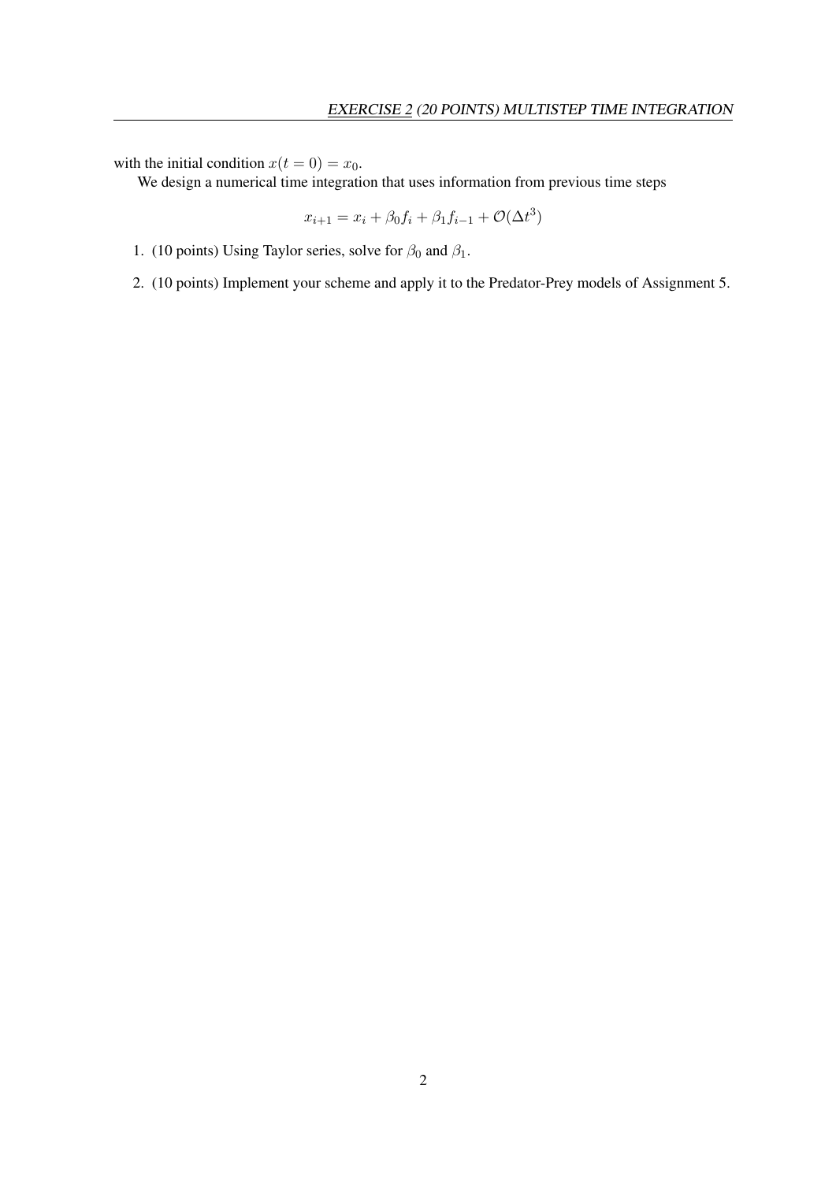with the initial condition $x(t = 0) = x_0$.

We design a numerical time integration that uses information from previous time steps

$$x_{i+1} = x_i + \beta_0 f_i + \beta_1 f_{i-1} + \mathcal{O}(\Delta t^3)$$

1. (10 points) Using Taylor series, solve for $\beta_0$ and $\beta_1$.
2. (10 points) Implement your scheme and apply it to the Predator-Prey models of Assignment 5.